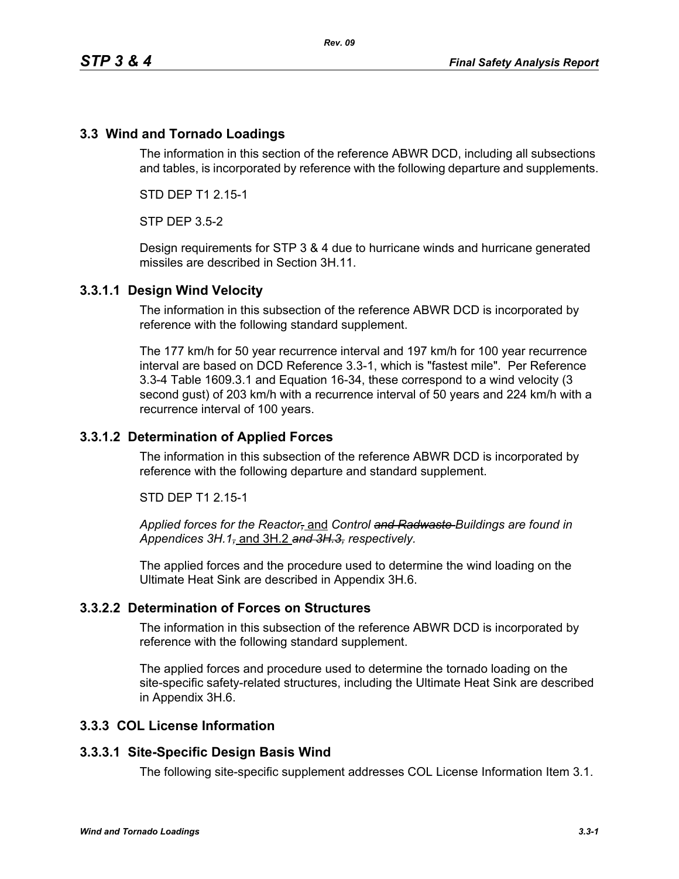## 3.3 Wind and Tornado Loadings

The information in this section of the reference ABWR DCD, including all subsections and tables, is incorporated by reference with the following departure and supplements.

STD DEP T1 2.15-1

STP DEP 3.5-2

Design requirements for STP 3 & 4 due to hurricane winds and hurricane generated missiles are described in Section 3H.11.

### 3.3.1.1 Design Wind Velocity

The information in this subsection of the reference ABWR DCD is incorporated by reference with the following standard supplement.

The 177 km/h for 50 year recurrence interval and 197 km/h for 100 year recurrence interval are based on DCD Reference 3.3-1, which is "fastest mile". Per Reference 3.3-4 Table 1609.3.1 and Equation 16-34, these correspond to a wind velocity (3 second gust) of 203 km/h with a recurrence interval of 50 years and 224 km/h with a recurrence interval of 100 years.

### 3.3.1.2 Determination of Applied Forces

The information in this subsection of the reference ABWR DCD is incorporated by reference with the following departure and standard supplement.

STD DEP T1 2.15-1

*Applied forces for the Reactor~~,~~* and *Control ~~and Radwaste~~ Buildings are found in Appendices 3H.1~~,~~* and 3H.2 ***~~and 3H.3,~~*** *respectively.*

The applied forces and the procedure used to determine the wind loading on the Ultimate Heat Sink are described in Appendix 3H.6.

### 3.3.2.2 Determination of Forces on Structures

The information in this subsection of the reference ABWR DCD is incorporated by reference with the following standard supplement.

The applied forces and procedure used to determine the tornado loading on the site-specific safety-related structures, including the Ultimate Heat Sink are described in Appendix 3H.6.

## 3.3.3 COL License Information

### 3.3.3.1 Site-Specific Design Basis Wind

The following site-specific supplement addresses COL License Information Item 3.1.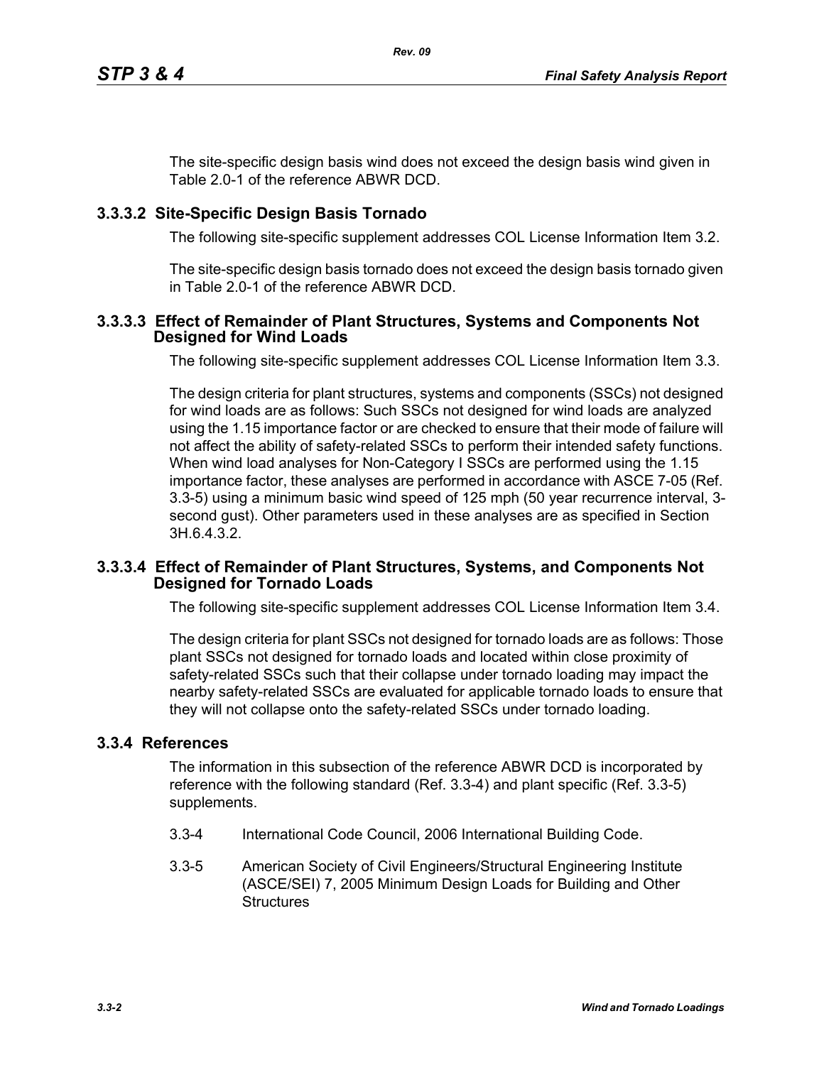The site-specific design basis wind does not exceed the design basis wind given in Table 2.0-1 of the reference ABWR DCD.

### 3.3.3.2 Site-Specific Design Basis Tornado

The following site-specific supplement addresses COL License Information Item 3.2.

The site-specific design basis tornado does not exceed the design basis tornado given in Table 2.0-1 of the reference ABWR DCD.

### 3.3.3.3 Effect of Remainder of Plant Structures, Systems and Components Not Designed for Wind Loads

The following site-specific supplement addresses COL License Information Item 3.3.

The design criteria for plant structures, systems and components (SSCs) not designed for wind loads are as follows: Such SSCs not designed for wind loads are analyzed using the 1.15 importance factor or are checked to ensure that their mode of failure will not affect the ability of safety-related SSCs to perform their intended safety functions. When wind load analyses for Non-Category I SSCs are performed using the 1.15 importance factor, these analyses are performed in accordance with ASCE 7-05 (Ref. 3.3-5) using a minimum basic wind speed of 125 mph (50 year recurrence interval, 3-second gust). Other parameters used in these analyses are as specified in Section 3H.6.4.3.2.

### 3.3.3.4 Effect of Remainder of Plant Structures, Systems, and Components Not Designed for Tornado Loads

The following site-specific supplement addresses COL License Information Item 3.4.

The design criteria for plant SSCs not designed for tornado loads are as follows: Those plant SSCs not designed for tornado loads and located within close proximity of safety-related SSCs such that their collapse under tornado loading may impact the nearby safety-related SSCs are evaluated for applicable tornado loads to ensure that they will not collapse onto the safety-related SSCs under tornado loading.

## 3.3.4 References

The information in this subsection of the reference ABWR DCD is incorporated by reference with the following standard (Ref. 3.3-4) and plant specific (Ref. 3.3-5) supplements.

3.3-4 International Code Council, 2006 International Building Code.

3.3-5 American Society of Civil Engineers/Structural Engineering Institute (ASCE/SEI) 7, 2005 Minimum Design Loads for Building and Other Structures